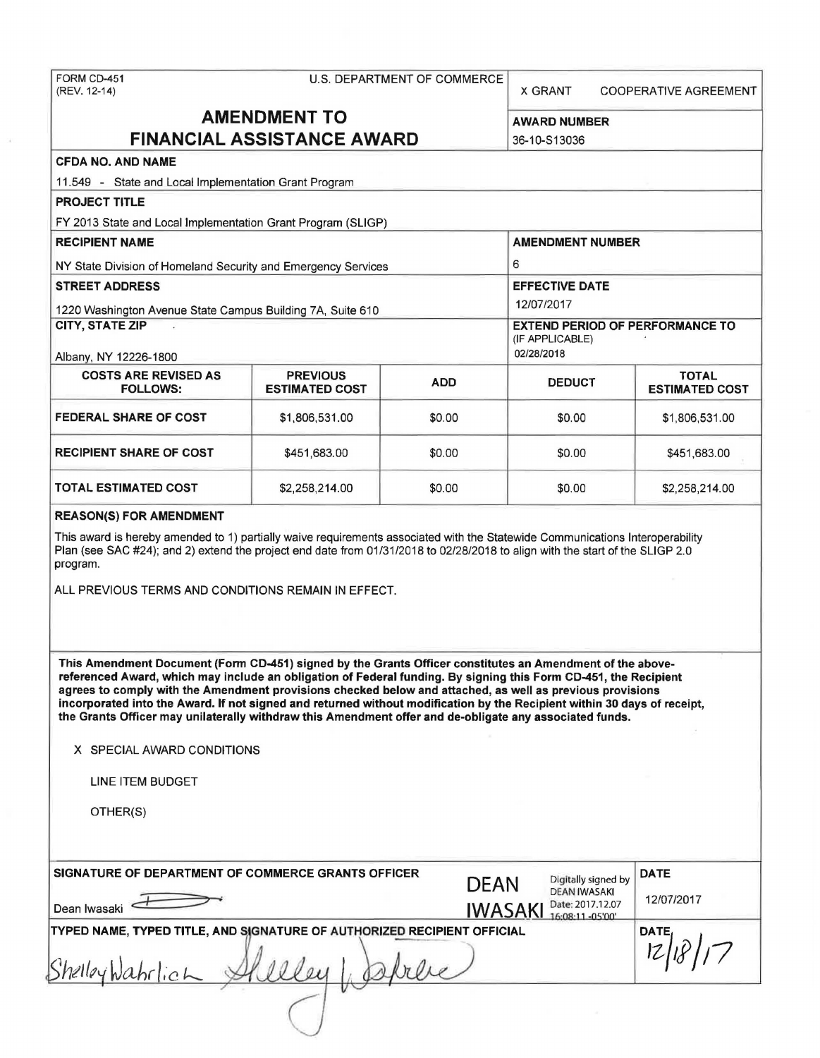FORM CD-451
(REV. 12-14)

U.S. DEPARTMENT OF COMMERCE

X GRANT    COOPERATIVE AGREEMENT

# AMENDMENT TO FINANCIAL ASSISTANCE AWARD

**AWARD NUMBER**
36-10-S13036

**CFDA NO. AND NAME**
11.549 - State and Local Implementation Grant Program

**PROJECT TITLE**
FY 2013 State and Local Implementation Grant Program (SLIGP)

**RECIPIENT NAME**
NY State Division of Homeland Security and Emergency Services

**AMENDMENT NUMBER**
6

**STREET ADDRESS**
1220 Washington Avenue State Campus Building 7A, Suite 610

**EFFECTIVE DATE**
12/07/2017

**CITY, STATE ZIP**
Albany, NY 12226-1800

**EXTEND PERIOD OF PERFORMANCE TO** (IF APPLICABLE)
02/28/2018

| COSTS ARE REVISED AS FOLLOWS: | PREVIOUS ESTIMATED COST | ADD | DEDUCT | TOTAL ESTIMATED COST |
|---|---|---|---|---|
| FEDERAL SHARE OF COST | $1,806,531.00 | $0.00 | $0.00 | $1,806,531.00 |
| RECIPIENT SHARE OF COST | $451,683.00 | $0.00 | $0.00 | $451,683.00 |
| TOTAL ESTIMATED COST | $2,258,214.00 | $0.00 | $0.00 | $2,258,214.00 |

**REASON(S) FOR AMENDMENT**

This award is hereby amended to 1) partially waive requirements associated with the Statewide Communications Interoperability Plan (see SAC #24); and 2) extend the project end date from 01/31/2018 to 02/28/2018 to align with the start of the SLIGP 2.0 program.

ALL PREVIOUS TERMS AND CONDITIONS REMAIN IN EFFECT.

**This Amendment Document (Form CD-451) signed by the Grants Officer constitutes an Amendment of the above-referenced Award, which may include an obligation of Federal funding. By signing this Form CD-451, the Recipient agrees to comply with the Amendment provisions checked below and attached, as well as previous provisions incorporated into the Award. If not signed and returned without modification by the Recipient within 30 days of receipt, the Grants Officer may unilaterally withdraw this Amendment offer and de-obligate any associated funds.**

X SPECIAL AWARD CONDITIONS

LINE ITEM BUDGET

OTHER(S)

**SIGNATURE OF DEPARTMENT OF COMMERCE GRANTS OFFICER**
Dean Iwasaki
DEAN IWASAKI — Digitally signed by DEAN IWASAKI Date: 2017.12.07 16:08:11 -05'00'

**DATE**
12/07/2017

**TYPED NAME, TYPED TITLE, AND SIGNATURE OF AUTHORIZED RECIPIENT OFFICIAL**
Shelley Wahrlich

**DATE**
12/18/17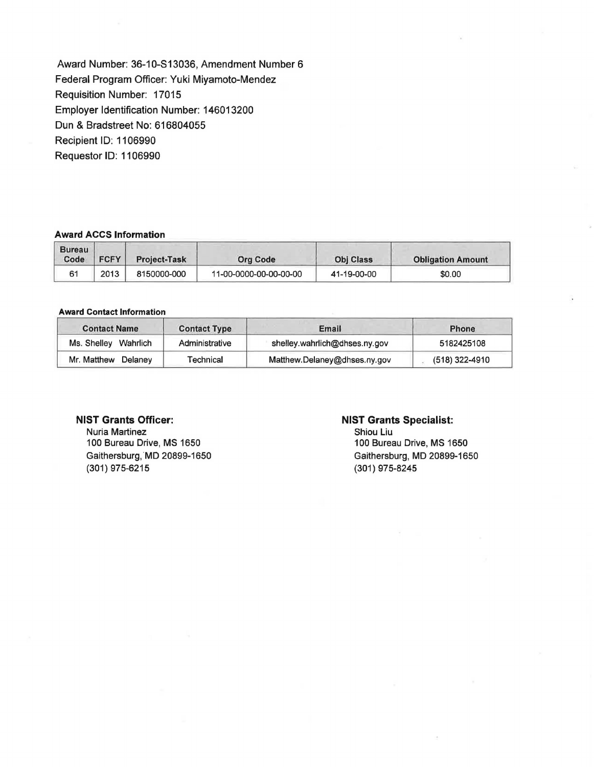Award Number: 36-10-S13036, Amendment Number 6
Federal Program Officer: Yuki Miyamoto-Mendez
Requisition Number: 17015
Employer Identification Number: 146013200
Dun & Bradstreet No: 616804055
Recipient ID: 1106990
Requestor ID: 1106990

**Award ACCS Information**

| Bureau Code | FCFY | Project-Task | Org Code | Obj Class | Obligation Amount |
|---|---|---|---|---|---|
| 61 | 2013 | 8150000-000 | 11-00-0000-00-00-00-00 | 41-19-00-00 | $0.00 |

**Award Contact Information**

| Contact Name | Contact Type | Email | Phone |
|---|---|---|---|
| Ms. Shelley Wahrlich | Administrative | shelley.wahrlich@dhses.ny.gov | 5182425108 |
| Mr. Matthew Delaney | Technical | Matthew.Delaney@dhses.ny.gov | (518) 322-4910 |

**NIST Grants Officer:**
Nuria Martinez
100 Bureau Drive, MS 1650
Gaithersburg, MD 20899-1650
(301) 975-6215

**NIST Grants Specialist:**
Shiou Liu
100 Bureau Drive, MS 1650
Gaithersburg, MD 20899-1650
(301) 975-8245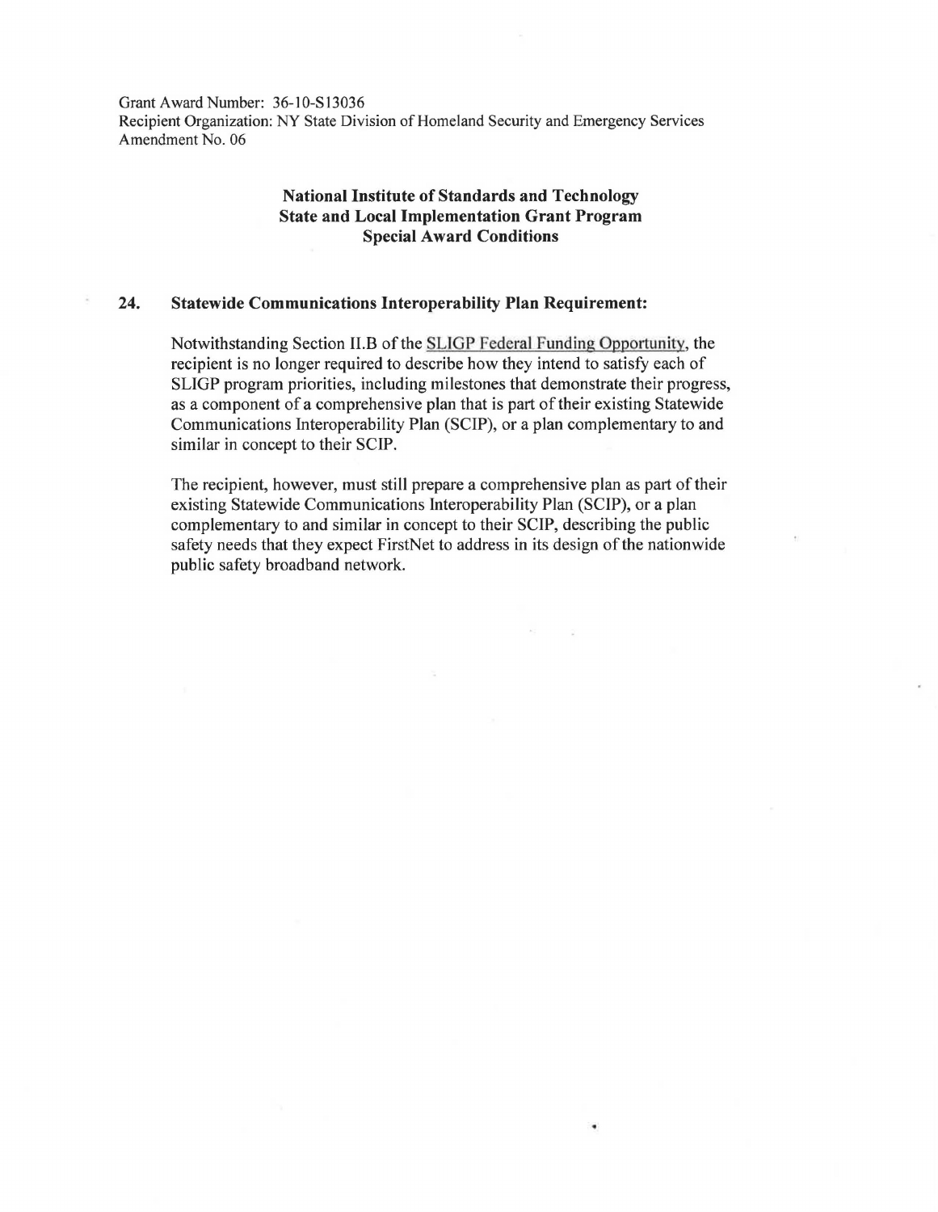Grant Award Number: 36-10-S13036
Recipient Organization: NY State Division of Homeland Security and Emergency Services
Amendment No. 06

**National Institute of Standards and Technology**
**State and Local Implementation Grant Program**
**Special Award Conditions**

**24. Statewide Communications Interoperability Plan Requirement:**

Notwithstanding Section II.B of the SLIGP Federal Funding Opportunity, the recipient is no longer required to describe how they intend to satisfy each of SLIGP program priorities, including milestones that demonstrate their progress, as a component of a comprehensive plan that is part of their existing Statewide Communications Interoperability Plan (SCIP), or a plan complementary to and similar in concept to their SCIP.

The recipient, however, must still prepare a comprehensive plan as part of their existing Statewide Communications Interoperability Plan (SCIP), or a plan complementary to and similar in concept to their SCIP, describing the public safety needs that they expect FirstNet to address in its design of the nationwide public safety broadband network.